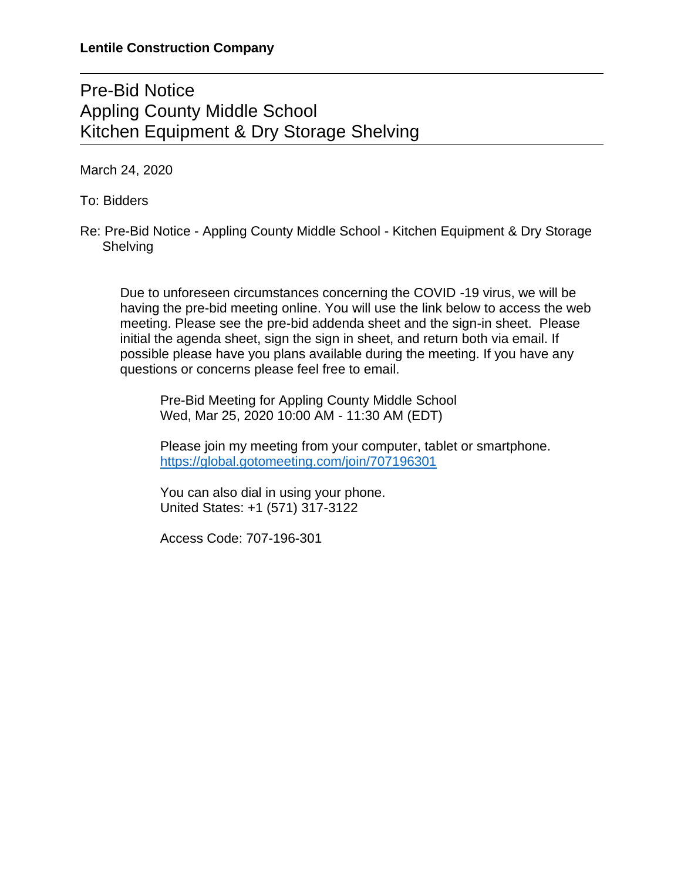**Lentile Construction Company**

# Pre-Bid Notice
# Appling County Middle School
# Kitchen Equipment & Dry Storage Shelving

March 24, 2020

To: Bidders

Re: Pre-Bid Notice - Appling County Middle School - Kitchen Equipment & Dry Storage Shelving

Due to unforeseen circumstances concerning the COVID -19 virus, we will be having the pre-bid meeting online. You will use the link below to access the web meeting. Please see the pre-bid addenda sheet and the sign-in sheet. Please initial the agenda sheet, sign the sign in sheet, and return both via email. If possible please have you plans available during the meeting. If you have any questions or concerns please feel free to email.

Pre-Bid Meeting for Appling County Middle School
Wed, Mar 25, 2020 10:00 AM - 11:30 AM (EDT)

Please join my meeting from your computer, tablet or smartphone.
https://global.gotomeeting.com/join/707196301

You can also dial in using your phone.
United States: +1 (571) 317-3122

Access Code: 707-196-301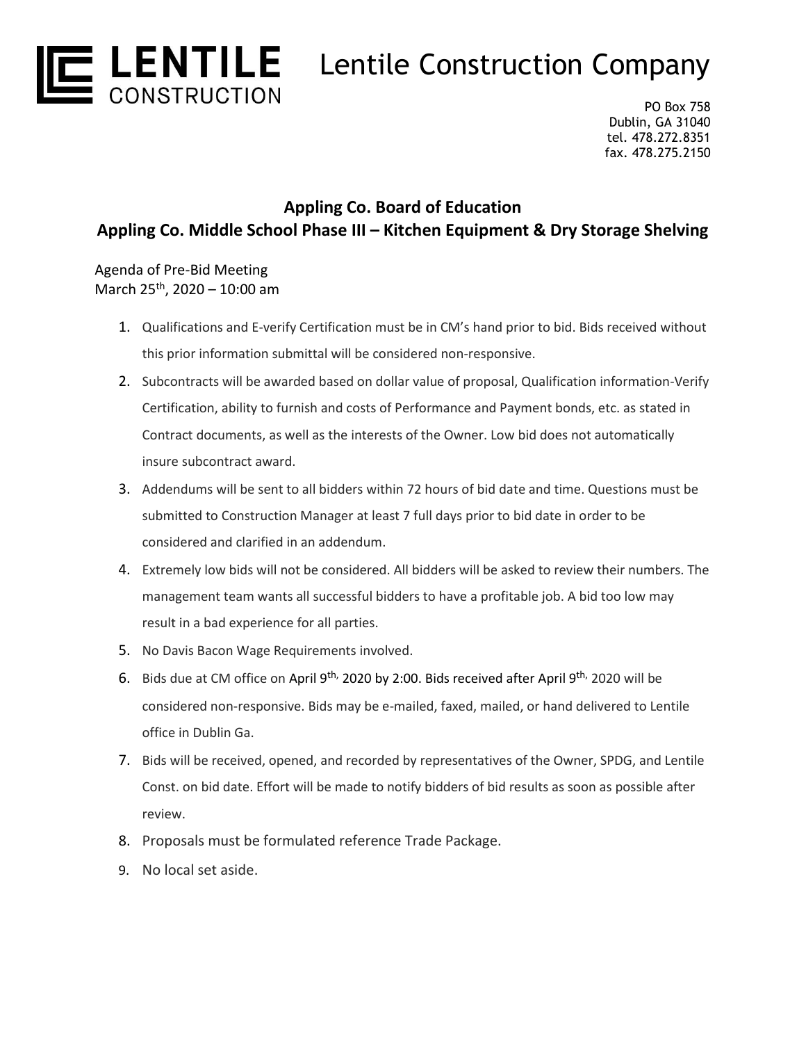# LENTILE CONSTRUCTION — Lentile Construction Company

PO Box 758
Dublin, GA 31040
tel. 478.272.8351
fax. 478.275.2150

## Appling Co. Board of Education
## Appling Co. Middle School Phase III – Kitchen Equipment & Dry Storage Shelving

Agenda of Pre-Bid Meeting
March 25th, 2020 – 10:00 am

1. Qualifications and E-verify Certification must be in CM's hand prior to bid. Bids received without this prior information submittal will be considered non-responsive.
2. Subcontracts will be awarded based on dollar value of proposal, Qualification information-Verify Certification, ability to furnish and costs of Performance and Payment bonds, etc. as stated in Contract documents, as well as the interests of the Owner. Low bid does not automatically insure subcontract award.
3. Addendums will be sent to all bidders within 72 hours of bid date and time. Questions must be submitted to Construction Manager at least 7 full days prior to bid date in order to be considered and clarified in an addendum.
4. Extremely low bids will not be considered. All bidders will be asked to review their numbers. The management team wants all successful bidders to have a profitable job. A bid too low may result in a bad experience for all parties.
5. No Davis Bacon Wage Requirements involved.
6. Bids due at CM office on April 9th, 2020 by 2:00. Bids received after April 9th, 2020 will be considered non-responsive. Bids may be e-mailed, faxed, mailed, or hand delivered to Lentile office in Dublin Ga.
7. Bids will be received, opened, and recorded by representatives of the Owner, SPDG, and Lentile Const. on bid date. Effort will be made to notify bidders of bid results as soon as possible after review.
8. Proposals must be formulated reference Trade Package.
9. No local set aside.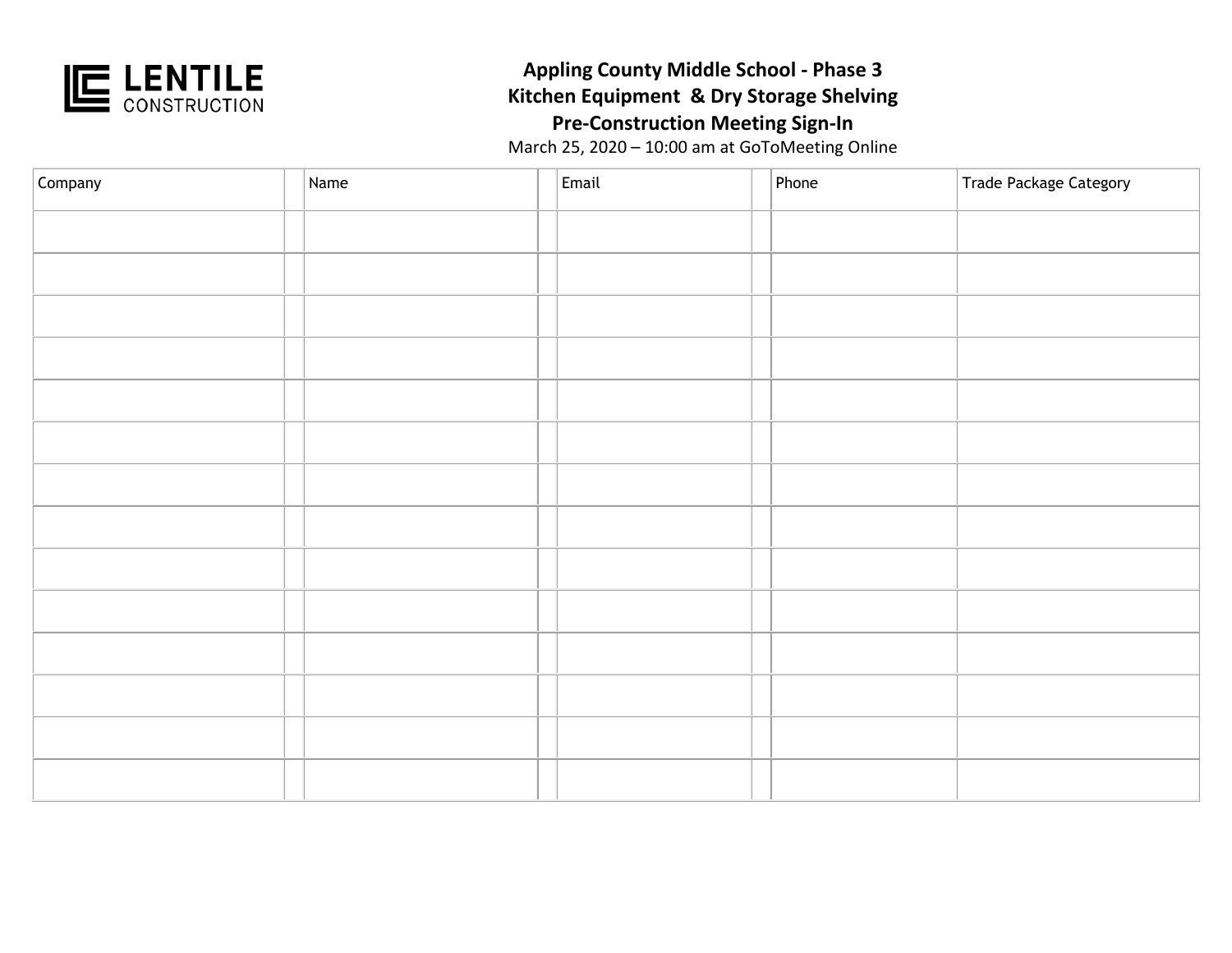LENTILE CONSTRUCTION

**Appling County Middle School - Phase 3**
**Kitchen Equipment & Dry Storage Shelving**
**Pre-Construction Meeting Sign-In**
March 25, 2020 – 10:00 am at GoToMeeting Online

| Company | Name | Email | Phone | Trade Package Category |
|---|---|---|---|---|
| | | | | |
| | | | | |
| | | | | |
| | | | | |
| | | | | |
| | | | | |
| | | | | |
| | | | | |
| | | | | |
| | | | | |
| | | | | |
| | | | | |
| | | | | |
| | | | | |